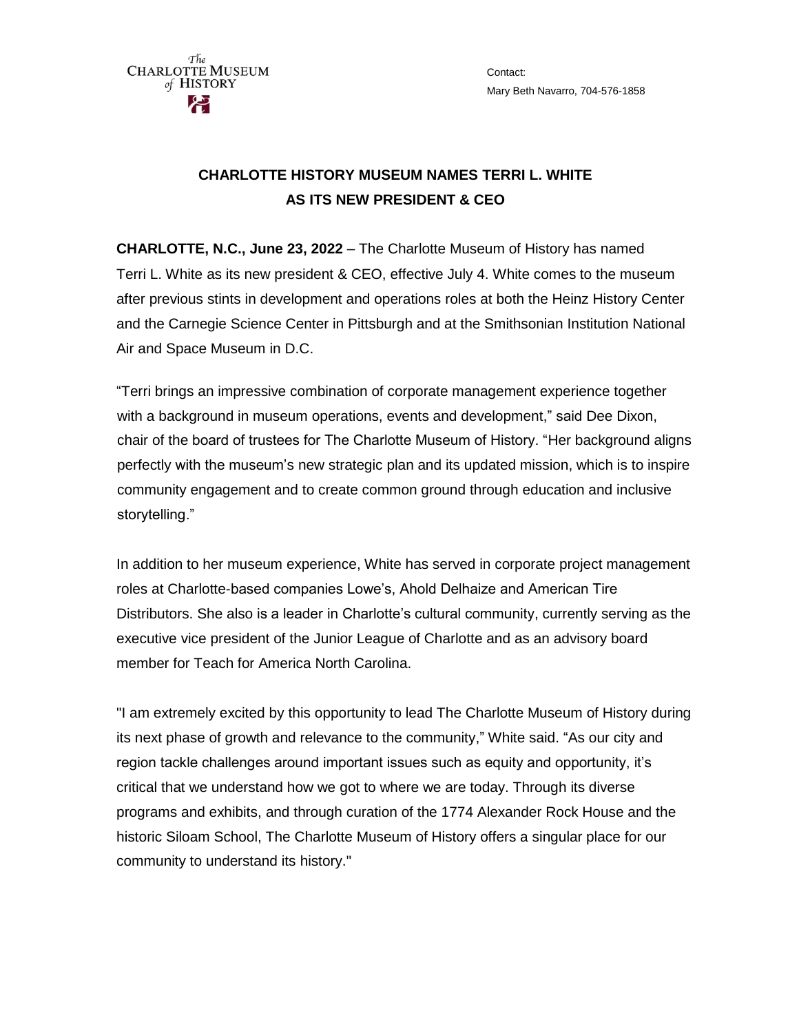The Charlotte Museum of History

Contact:
Mary Beth Navarro, 704-576-1858

# CHARLOTTE HISTORY MUSEUM NAMES TERRI L. WHITE AS ITS NEW PRESIDENT & CEO

**CHARLOTTE, N.C., June 23, 2022** – The Charlotte Museum of History has named Terri L. White as its new president & CEO, effective July 4. White comes to the museum after previous stints in development and operations roles at both the Heinz History Center and the Carnegie Science Center in Pittsburgh and at the Smithsonian Institution National Air and Space Museum in D.C.

"Terri brings an impressive combination of corporate management experience together with a background in museum operations, events and development," said Dee Dixon, chair of the board of trustees for The Charlotte Museum of History. "Her background aligns perfectly with the museum's new strategic plan and its updated mission, which is to inspire community engagement and to create common ground through education and inclusive storytelling."

In addition to her museum experience, White has served in corporate project management roles at Charlotte-based companies Lowe's, Ahold Delhaize and American Tire Distributors. She also is a leader in Charlotte's cultural community, currently serving as the executive vice president of the Junior League of Charlotte and as an advisory board member for Teach for America North Carolina.

"I am extremely excited by this opportunity to lead The Charlotte Museum of History during its next phase of growth and relevance to the community," White said. "As our city and region tackle challenges around important issues such as equity and opportunity, it's critical that we understand how we got to where we are today. Through its diverse programs and exhibits, and through curation of the 1774 Alexander Rock House and the historic Siloam School, The Charlotte Museum of History offers a singular place for our community to understand its history."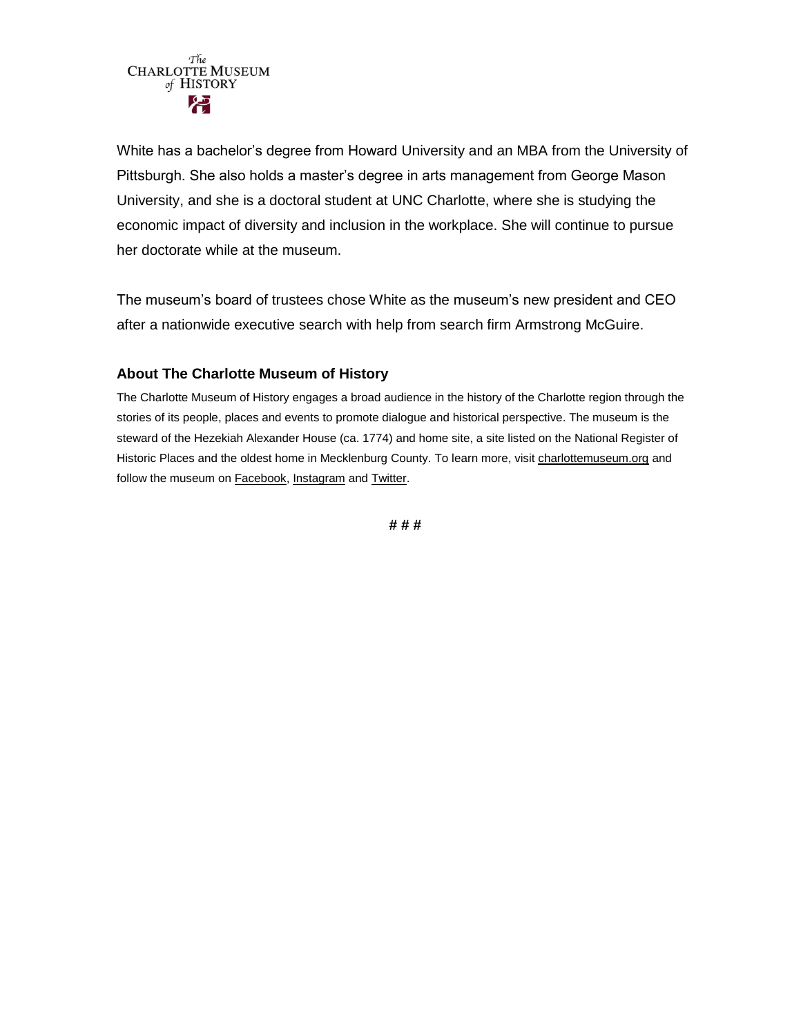White has a bachelor's degree from Howard University and an MBA from the University of Pittsburgh. She also holds a master's degree in arts management from George Mason University, and she is a doctoral student at UNC Charlotte, where she is studying the economic impact of diversity and inclusion in the workplace. She will continue to pursue her doctorate while at the museum.

The museum's board of trustees chose White as the museum's new president and CEO after a nationwide executive search with help from search firm Armstrong McGuire.

### About The Charlotte Museum of History

The Charlotte Museum of History engages a broad audience in the history of the Charlotte region through the stories of its people, places and events to promote dialogue and historical perspective. The museum is the steward of the Hezekiah Alexander House (ca. 1774) and home site, a site listed on the National Register of Historic Places and the oldest home in Mecklenburg County. To learn more, visit charlottemuseum.org and follow the museum on Facebook, Instagram and Twitter.

# # #